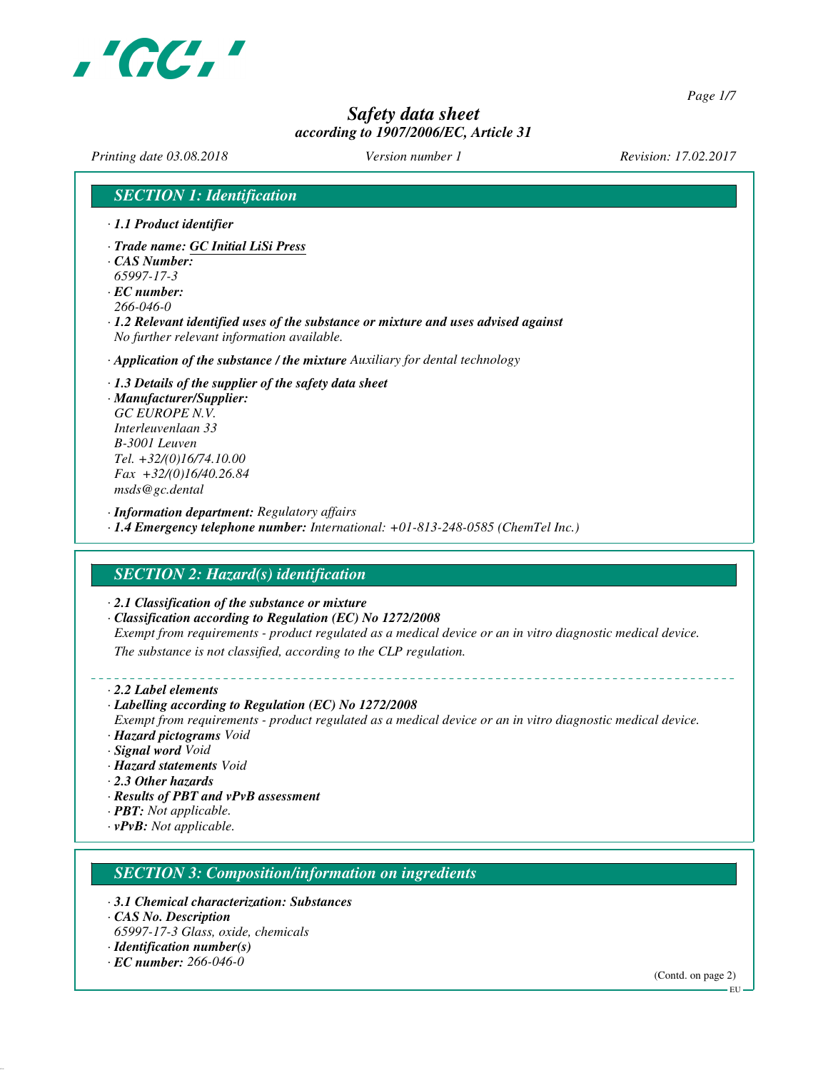# Safety data sheet
*according to 1907/2006/EC, Article 31*

*Printing date 03.08.2018* *Version number 1* *Revision: 17.02.2017*

## SECTION 1: Identification

· **1.1 Product identifier**

· **Trade name: GC Initial LiSi Press**
· **CAS Number:**
65997-17-3
· **EC number:**
266-046-0
· **1.2 Relevant identified uses of the substance or mixture and uses advised against**
No further relevant information available.

· **Application of the substance / the mixture** Auxiliary for dental technology

· **1.3 Details of the supplier of the safety data sheet**
· **Manufacturer/Supplier:**
GC EUROPE N.V.
Interleuvenlaan 33
B-3001 Leuven
Tel. +32/(0)16/74.10.00
Fax +32/(0)16/40.26.84
msds@gc.dental

· **Information department:** Regulatory affairs
· **1.4 Emergency telephone number:** International: +01-813-248-0585 (ChemTel Inc.)

## SECTION 2: Hazard(s) identification

· **2.1 Classification of the substance or mixture**
· **Classification according to Regulation (EC) No 1272/2008**
Exempt from requirements - product regulated as a medical device or an in vitro diagnostic medical device.
The substance is not classified, according to the CLP regulation.

· **2.2 Label elements**
· **Labelling according to Regulation (EC) No 1272/2008**
Exempt from requirements - product regulated as a medical device or an in vitro diagnostic medical device.
· **Hazard pictograms** Void
· **Signal word** Void
· **Hazard statements** Void
· **2.3 Other hazards**
· **Results of PBT and vPvB assessment**
· **PBT:** Not applicable.
· **vPvB:** Not applicable.

## SECTION 3: Composition/information on ingredients

· **3.1 Chemical characterization: Substances**
· **CAS No. Description**
65997-17-3 Glass, oxide, chemicals
· **Identification number(s)**
· **EC number:** 266-046-0

(Contd. on page 2)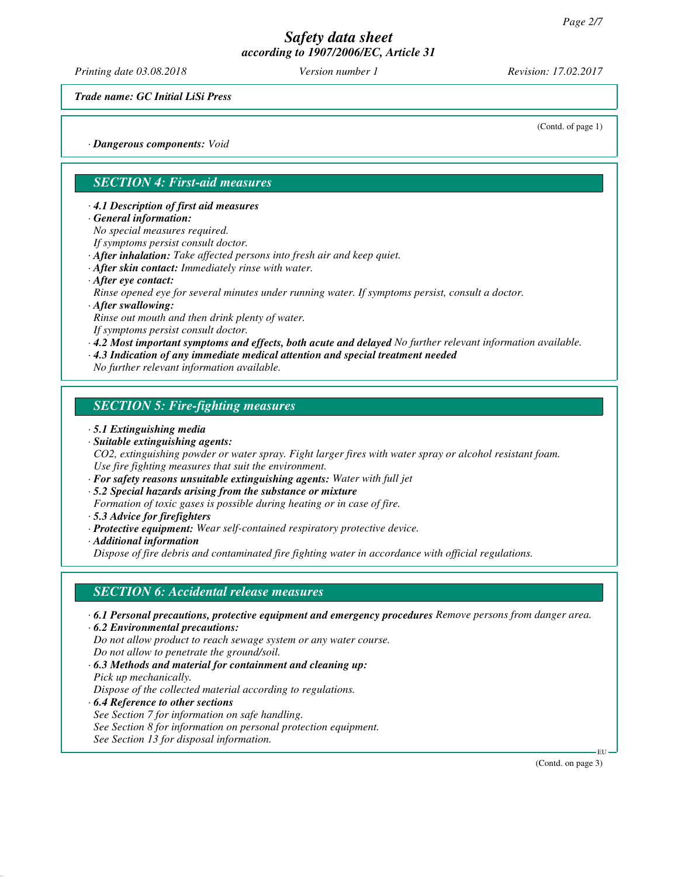*Trade name: GC Initial LiSi Press*

(Contd. of page 1)

· ***Dangerous components:*** *Void*

## *SECTION 4: First-aid measures*

· ***4.1 Description of first aid measures***
· ***General information:***
*No special measures required.*
*If symptoms persist consult doctor.*
· ***After inhalation:*** *Take affected persons into fresh air and keep quiet.*
· ***After skin contact:*** *Immediately rinse with water.*
· ***After eye contact:***
*Rinse opened eye for several minutes under running water. If symptoms persist, consult a doctor.*
· ***After swallowing:***
*Rinse out mouth and then drink plenty of water.*
*If symptoms persist consult doctor.*
· ***4.2 Most important symptoms and effects, both acute and delayed*** *No further relevant information available.*
· ***4.3 Indication of any immediate medical attention and special treatment needed***
*No further relevant information available.*

## *SECTION 5: Fire-fighting measures*

· ***5.1 Extinguishing media***
· ***Suitable extinguishing agents:***
*CO2, extinguishing powder or water spray. Fight larger fires with water spray or alcohol resistant foam.*
*Use fire fighting measures that suit the environment.*
· ***For safety reasons unsuitable extinguishing agents:*** *Water with full jet*
· ***5.2 Special hazards arising from the substance or mixture***
*Formation of toxic gases is possible during heating or in case of fire.*
· ***5.3 Advice for firefighters***
· ***Protective equipment:*** *Wear self-contained respiratory protective device.*
· ***Additional information***
*Dispose of fire debris and contaminated fire fighting water in accordance with official regulations.*

## *SECTION 6: Accidental release measures*

· ***6.1 Personal precautions, protective equipment and emergency procedures*** *Remove persons from danger area.*
· ***6.2 Environmental precautions:***
*Do not allow product to reach sewage system or any water course.*
*Do not allow to penetrate the ground/soil.*
· ***6.3 Methods and material for containment and cleaning up:***
*Pick up mechanically.*
*Dispose of the collected material according to regulations.*
· ***6.4 Reference to other sections***
*See Section 7 for information on safe handling.*
*See Section 8 for information on personal protection equipment.*
*See Section 13 for disposal information.*

(Contd. on page 3)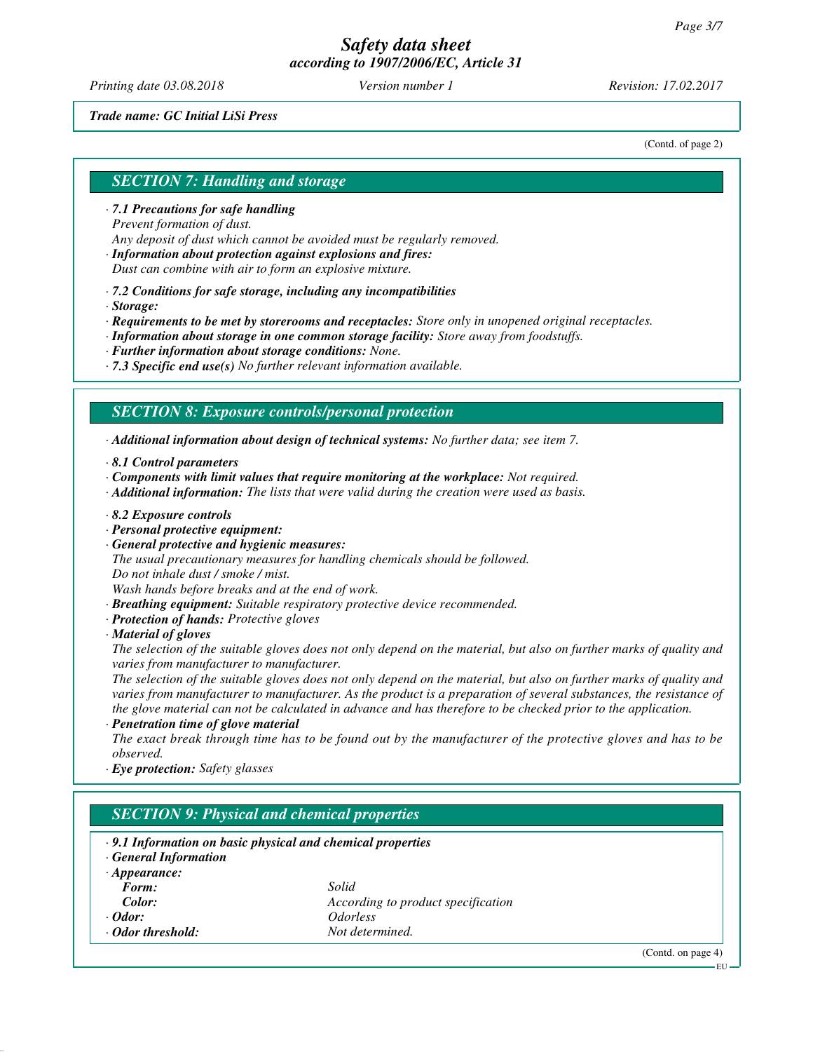Trade name: GC Initial LiSi Press

(Contd. of page 2)

## SECTION 7: Handling and storage

· **7.1 Precautions for safe handling**
Prevent formation of dust.
Any deposit of dust which cannot be avoided must be regularly removed.
· **Information about protection against explosions and fires:**
Dust can combine with air to form an explosive mixture.

· **7.2 Conditions for safe storage, including any incompatibilities**
· **Storage:**
· **Requirements to be met by storerooms and receptacles:** Store only in unopened original receptacles.
· **Information about storage in one common storage facility:** Store away from foodstuffs.
· **Further information about storage conditions:** None.
· **7.3 Specific end use(s)** No further relevant information available.

## SECTION 8: Exposure controls/personal protection

· **Additional information about design of technical systems:** No further data; see item 7.

· **8.1 Control parameters**
· **Components with limit values that require monitoring at the workplace:** Not required.
· **Additional information:** The lists that were valid during the creation were used as basis.

· **8.2 Exposure controls**
· **Personal protective equipment:**
· **General protective and hygienic measures:**
The usual precautionary measures for handling chemicals should be followed.
Do not inhale dust / smoke / mist.
Wash hands before breaks and at the end of work.
· **Breathing equipment:** Suitable respiratory protective device recommended.
· **Protection of hands:** Protective gloves
· **Material of gloves**
The selection of the suitable gloves does not only depend on the material, but also on further marks of quality and varies from manufacturer to manufacturer.
The selection of the suitable gloves does not only depend on the material, but also on further marks of quality and varies from manufacturer to manufacturer. As the product is a preparation of several substances, the resistance of the glove material can not be calculated in advance and has therefore to be checked prior to the application.
· **Penetration time of glove material**
The exact break through time has to be found out by the manufacturer of the protective gloves and has to be observed.
· **Eye protection:** Safety glasses

## SECTION 9: Physical and chemical properties

· **9.1 Information on basic physical and chemical properties**
· **General Information**
· **Appearance:**

| | |
|---|---|
| **Form:** | Solid |
| **Color:** | According to product specification |
| · **Odor:** | Odorless |
| · **Odor threshold:** | Not determined. |

(Contd. on page 4)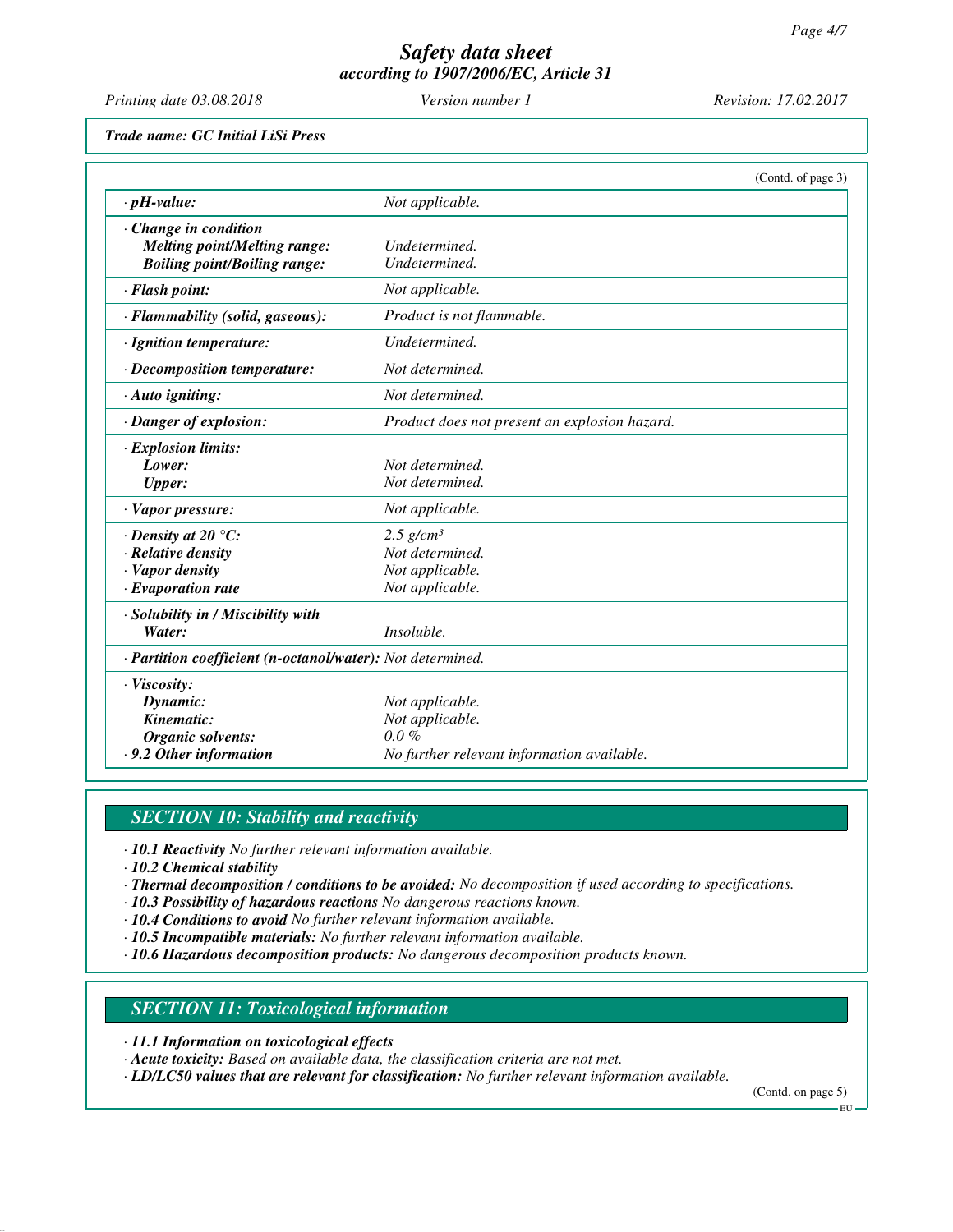Trade name: GC Initial LiSi Press

(Contd. of page 3)

| | |
|---|---|
| · **pH-value:** | *Not applicable.* |
| · **Change in condition** | |
| **Melting point/Melting range:** | *Undetermined.* |
| **Boiling point/Boiling range:** | *Undetermined.* |
| · **Flash point:** | *Not applicable.* |
| · **Flammability (solid, gaseous):** | *Product is not flammable.* |
| · **Ignition temperature:** | *Undetermined.* |
| · **Decomposition temperature:** | *Not determined.* |
| · **Auto igniting:** | *Not determined.* |
| · **Danger of explosion:** | *Product does not present an explosion hazard.* |
| · **Explosion limits:** | |
| **Lower:** | *Not determined.* |
| **Upper:** | *Not determined.* |
| · **Vapor pressure:** | *Not applicable.* |
| · **Density at 20 °C:** | *2.5 g/cm³* |
| · **Relative density** | *Not determined.* |
| · **Vapor density** | *Not applicable.* |
| · **Evaporation rate** | *Not applicable.* |
| · **Solubility in / Miscibility with** | |
| **Water:** | *Insoluble.* |
| · **Partition coefficient (n-octanol/water):** | *Not determined.* |
| · **Viscosity:** | |
| **Dynamic:** | *Not applicable.* |
| **Kinematic:** | *Not applicable.* |
| **Organic solvents:** | *0.0 %* |
| · **9.2 Other information** | *No further relevant information available.* |

## SECTION 10: Stability and reactivity

· **10.1 Reactivity** *No further relevant information available.*
· **10.2 Chemical stability**
· **Thermal decomposition / conditions to be avoided:** *No decomposition if used according to specifications.*
· **10.3 Possibility of hazardous reactions** *No dangerous reactions known.*
· **10.4 Conditions to avoid** *No further relevant information available.*
· **10.5 Incompatible materials:** *No further relevant information available.*
· **10.6 Hazardous decomposition products:** *No dangerous decomposition products known.*

## SECTION 11: Toxicological information

· **11.1 Information on toxicological effects**
· **Acute toxicity:** *Based on available data, the classification criteria are not met.*
· **LD/LC50 values that are relevant for classification:** *No further relevant information available.*

(Contd. on page 5)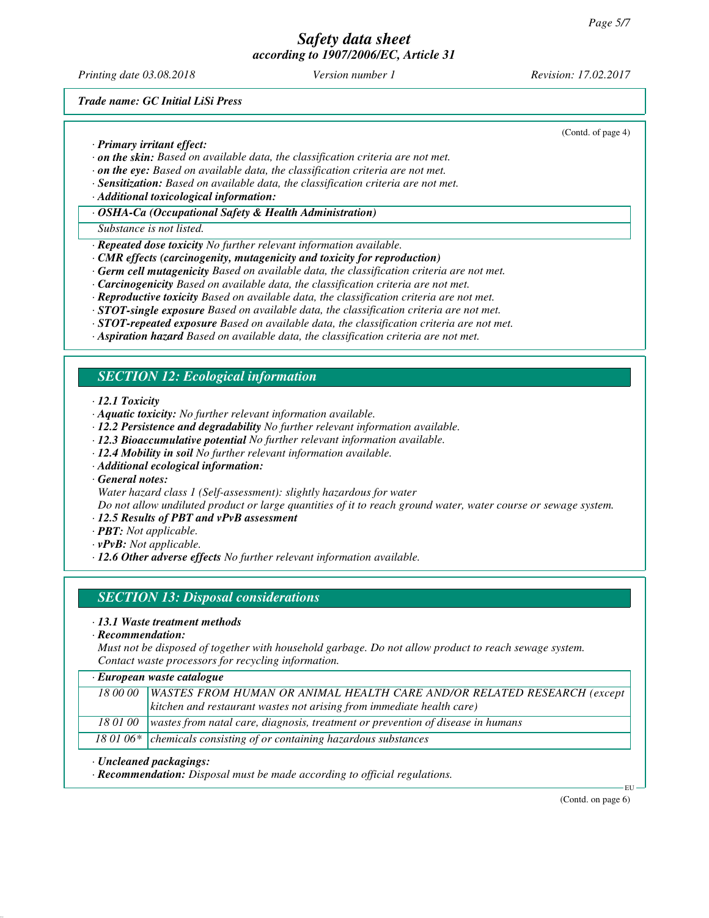*Trade name: GC Initial LiSi Press*

(Contd. of page 4)

· ***Primary irritant effect:***
· ***on the skin:*** *Based on available data, the classification criteria are not met.*
· ***on the eye:*** *Based on available data, the classification criteria are not met.*
· ***Sensitization:*** *Based on available data, the classification criteria are not met.*
· ***Additional toxicological information:***

| · *OSHA-Ca (Occupational Safety & Health Administration)* |
|---|
| *Substance is not listed.* |

· ***Repeated dose toxicity*** *No further relevant information available.*
· ***CMR effects (carcinogenity, mutagenicity and toxicity for reproduction)***
· ***Germ cell mutagenicity*** *Based on available data, the classification criteria are not met.*
· ***Carcinogenicity*** *Based on available data, the classification criteria are not met.*
· ***Reproductive toxicity*** *Based on available data, the classification criteria are not met.*
· ***STOT-single exposure*** *Based on available data, the classification criteria are not met.*
· ***STOT-repeated exposure*** *Based on available data, the classification criteria are not met.*
· ***Aspiration hazard*** *Based on available data, the classification criteria are not met.*

## *SECTION 12: Ecological information*

· ***12.1 Toxicity***
· ***Aquatic toxicity:*** *No further relevant information available.*
· ***12.2 Persistence and degradability*** *No further relevant information available.*
· ***12.3 Bioaccumulative potential*** *No further relevant information available.*
· ***12.4 Mobility in soil*** *No further relevant information available.*
· ***Additional ecological information:***
· ***General notes:***
*Water hazard class 1 (Self-assessment): slightly hazardous for water*
*Do not allow undiluted product or large quantities of it to reach ground water, water course or sewage system.*
· ***12.5 Results of PBT and vPvB assessment***
· ***PBT:*** *Not applicable.*
· ***vPvB:*** *Not applicable.*
· ***12.6 Other adverse effects*** *No further relevant information available.*

## *SECTION 13: Disposal considerations*

· ***13.1 Waste treatment methods***
· ***Recommendation:***
*Must not be disposed of together with household garbage. Do not allow product to reach sewage system.*
*Contact waste processors for recycling information.*

| · *European waste catalogue* | |
|---|---|
| *18 00 00* | *WASTES FROM HUMAN OR ANIMAL HEALTH CARE AND/OR RELATED RESEARCH (except kitchen and restaurant wastes not arising from immediate health care)* |
| *18 01 00* | *wastes from natal care, diagnosis, treatment or prevention of disease in humans* |
| *18 01 06** | *chemicals consisting of or containing hazardous substances* |

· ***Uncleaned packagings:***
· ***Recommendation:*** *Disposal must be made according to official regulations.*

(Contd. on page 6)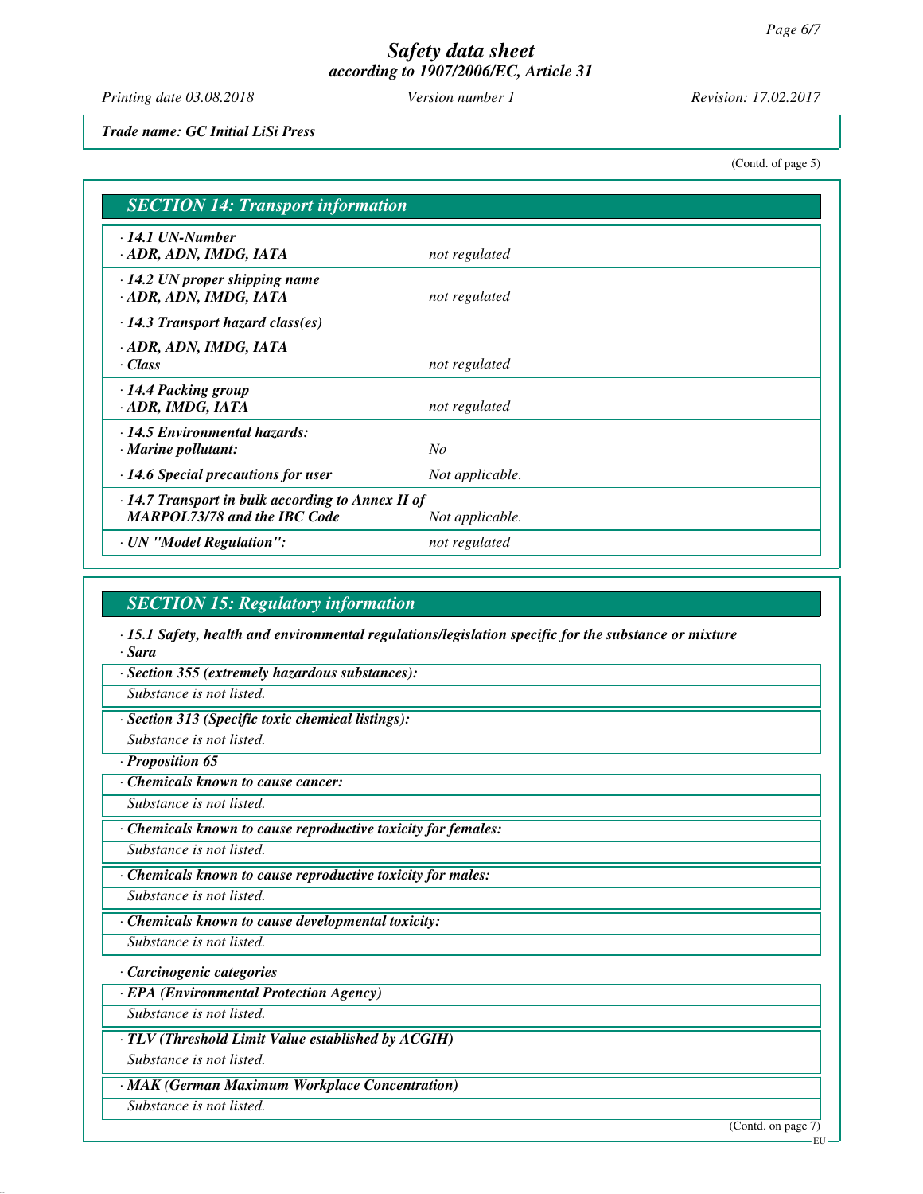*Trade name: GC Initial LiSi Press*

(Contd. of page 5)

## SECTION 14: Transport information

| | |
|---|---|
| · **14.1 UN-Number** · **ADR, ADN, IMDG, IATA** | *not regulated* |
| · **14.2 UN proper shipping name** · **ADR, ADN, IMDG, IATA** | *not regulated* |
| · **14.3 Transport hazard class(es)** · **ADR, ADN, IMDG, IATA** · **Class** | *not regulated* |
| · **14.4 Packing group** · **ADR, IMDG, IATA** | *not regulated* |
| · **14.5 Environmental hazards:** · **Marine pollutant:** | *No* |
| · **14.6 Special precautions for user** | *Not applicable.* |
| · **14.7 Transport in bulk according to Annex II of MARPOL73/78 and the IBC Code** | *Not applicable.* |
| · **UN "Model Regulation":** | *not regulated* |

## SECTION 15: Regulatory information

· **15.1 Safety, health and environmental regulations/legislation specific for the substance or mixture**

· **Sara**

· **Section 355 (extremely hazardous substances):**

*Substance is not listed.*

· **Section 313 (Specific toxic chemical listings):**

*Substance is not listed.*

· **Proposition 65**

· **Chemicals known to cause cancer:**

*Substance is not listed.*

· **Chemicals known to cause reproductive toxicity for females:**

*Substance is not listed.*

· **Chemicals known to cause reproductive toxicity for males:**

*Substance is not listed.*

· **Chemicals known to cause developmental toxicity:**

*Substance is not listed.*

· **Carcinogenic categories**

· **EPA (Environmental Protection Agency)**

*Substance is not listed.*

· **TLV (Threshold Limit Value established by ACGIH)**

*Substance is not listed.*

· **MAK (German Maximum Workplace Concentration)**

*Substance is not listed.*

(Contd. on page 7)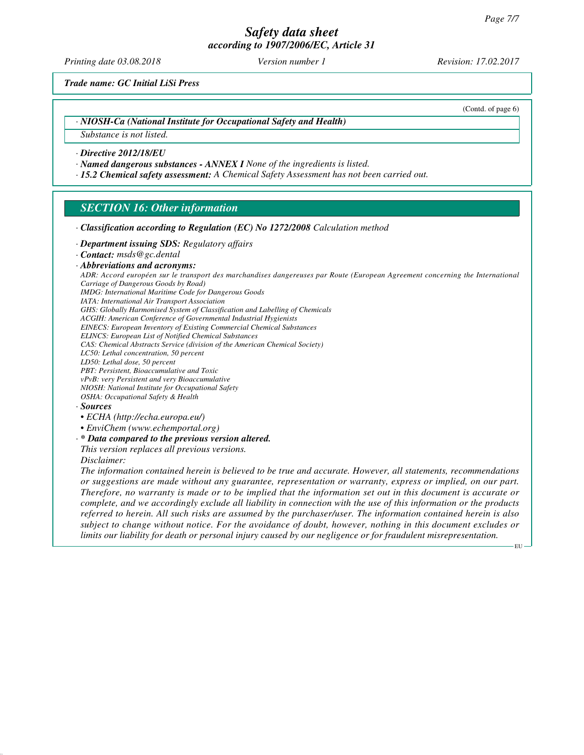*Trade name: GC Initial LiSi Press*

(Contd. of page 6)

· ***NIOSH-Ca (National Institute for Occupational Safety and Health)***

*Substance is not listed.*

· ***Directive 2012/18/EU***

· ***Named dangerous substances - ANNEX I*** *None of the ingredients is listed.*

· ***15.2 Chemical safety assessment:*** *A Chemical Safety Assessment has not been carried out.*

## *SECTION 16: Other information*

· ***Classification according to Regulation (EC) No 1272/2008*** *Calculation method*

· ***Department issuing SDS:*** *Regulatory affairs*

· ***Contact:*** *msds@gc.dental*

· ***Abbreviations and acronyms:***

*ADR: Accord européen sur le transport des marchandises dangereuses par Route (European Agreement concerning the International Carriage of Dangerous Goods by Road)*
*IMDG: International Maritime Code for Dangerous Goods*
*IATA: International Air Transport Association*
*GHS: Globally Harmonised System of Classification and Labelling of Chemicals*
*ACGIH: American Conference of Governmental Industrial Hygienists*
*EINECS: European Inventory of Existing Commercial Chemical Substances*
*ELINCS: European List of Notified Chemical Substances*
*CAS: Chemical Abstracts Service (division of the American Chemical Society)*
*LC50: Lethal concentration, 50 percent*
*LD50: Lethal dose, 50 percent*
*PBT: Persistent, Bioaccumulative and Toxic*
*vPvB: very Persistent and very Bioaccumulative*
*NIOSH: National Institute for Occupational Safety*
*OSHA: Occupational Safety & Health*

· ***Sources***

- *ECHA (http://echa.europa.eu/)*
- *EnviChem (www.echemportal.org)*

· ***\* Data compared to the previous version altered.***

*This version replaces all previous versions.*

*Disclaimer:*

*The information contained herein is believed to be true and accurate. However, all statements, recommendations or suggestions are made without any guarantee, representation or warranty, express or implied, on our part. Therefore, no warranty is made or to be implied that the information set out in this document is accurate or complete, and we accordingly exclude all liability in connection with the use of this information or the products referred to herein. All such risks are assumed by the purchaser/user. The information contained herein is also subject to change without notice. For the avoidance of doubt, however, nothing in this document excludes or limits our liability for death or personal injury caused by our negligence or for fraudulent misrepresentation.*

EU